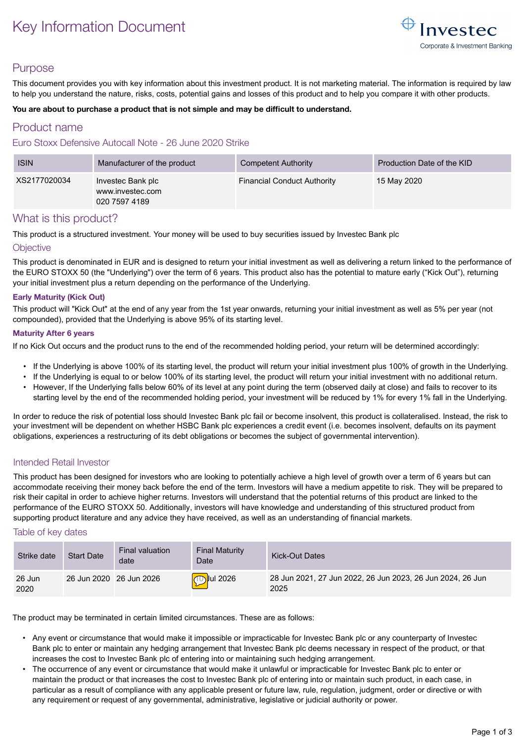# Key Information Document

Investec
Corporate & Investment Banking

## Purpose

This document provides you with key information about this investment product. It is not marketing material. The information is required by law to help you understand the nature, risks, costs, potential gains and losses of this product and to help you compare it with other products.

**You are about to purchase a product that is not simple and may be difficult to understand.**

## Product name

### Euro Stoxx Defensive Autocall Note - 26 June 2020 Strike

| ISIN | Manufacturer of the product | Competent Authority | Production Date of the KID |
|---|---|---|---|
| XS2177020034 | Investec Bank plc<br>www.investec.com<br>020 7597 4189 | Financial Conduct Authority | 15 May 2020 |

## What is this product?

This product is a structured investment. Your money will be used to buy securities issued by Investec Bank plc

### Objective

This product is denominated in EUR and is designed to return your initial investment as well as delivering a return linked to the performance of the EURO STOXX 50 (the "Underlying") over the term of 6 years. This product also has the potential to mature early ("Kick Out"), returning your initial investment plus a return depending on the performance of the Underlying.

**Early Maturity (Kick Out)**

This product will "Kick Out" at the end of any year from the 1st year onwards, returning your initial investment as well as 5% per year (not compounded), provided that the Underlying is above 95% of its starting level.

**Maturity After 6 years**

If no Kick Out occurs and the product runs to the end of the recommended holding period, your return will be determined accordingly:

- If the Underlying is above 100% of its starting level, the product will return your initial investment plus 100% of growth in the Underlying.
- If the Underlying is equal to or below 100% of its starting level, the product will return your initial investment with no additional return.
- However, If the Underlying falls below 60% of its level at any point during the term (observed daily at close) and fails to recover to its starting level by the end of the recommended holding period, your investment will be reduced by 1% for every 1% fall in the Underlying.

In order to reduce the risk of potential loss should Investec Bank plc fail or become insolvent, this product is collateralised. Instead, the risk to your investment will be dependent on whether HSBC Bank plc experiences a credit event (i.e. becomes insolvent, defaults on its payment obligations, experiences a restructuring of its debt obligations or becomes the subject of governmental intervention).

### Intended Retail Investor

This product has been designed for investors who are looking to potentially achieve a high level of growth over a term of 6 years but can accommodate receiving their money back before the end of the term. Investors will have a medium appetite to risk. They will be prepared to risk their capital in order to achieve higher returns. Investors will understand that the potential returns of this product are linked to the performance of the EURO STOXX 50. Additionally, investors will have knowledge and understanding of this structured product from supporting product literature and any advice they have received, as well as an understanding of financial markets.

### Table of key dates

| Strike date | Start Date | Final valuation date | Final Maturity Date | Kick-Out Dates |
|---|---|---|---|---|
| 26 Jun 2020 | 26 Jun 2020 | 26 Jun 2026 | 10 Jul 2026 | 28 Jun 2021, 27 Jun 2022, 26 Jun 2023, 26 Jun 2024, 26 Jun 2025 |

The product may be terminated in certain limited circumstances. These are as follows:

- Any event or circumstance that would make it impossible or impracticable for Investec Bank plc or any counterparty of Investec Bank plc to enter or maintain any hedging arrangement that Investec Bank plc deems necessary in respect of the product, or that increases the cost to Investec Bank plc of entering into or maintaining such hedging arrangement.
- The occurrence of any event or circumstance that would make it unlawful or impracticable for Investec Bank plc to enter or maintain the product or that increases the cost to Investec Bank plc of entering into or maintain such product, in each case, in particular as a result of compliance with any applicable present or future law, rule, regulation, judgment, order or directive or with any requirement or request of any governmental, administrative, legislative or judicial authority or power.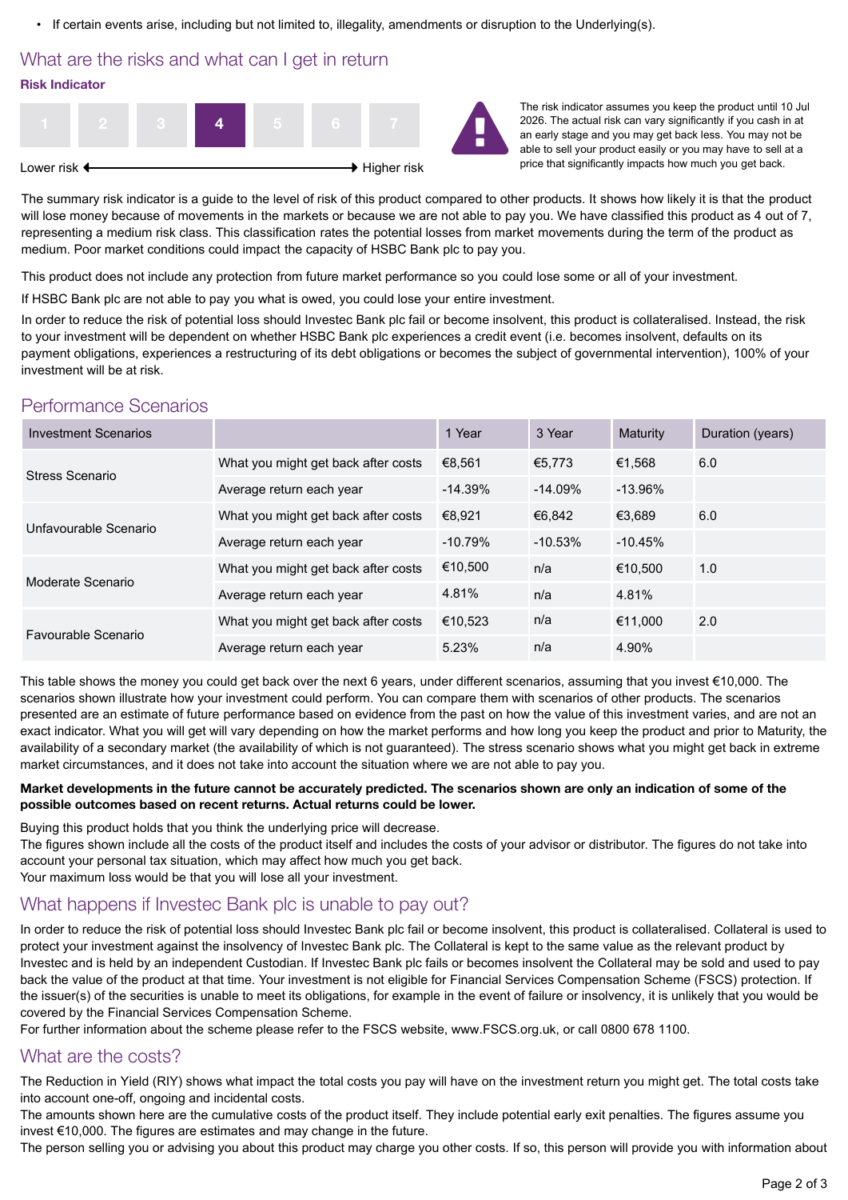- If certain events arise, including but not limited to, illegality, amendments or disruption to the Underlying(s).

## What are the risks and what can I get in return

### Risk Indicator

| 1 | 2 | 3 | **4** | 5 | 6 | 7 |
|---|---|---|---|---|---|---|

Lower risk ← → Higher risk

The risk indicator assumes you keep the product until 10 Jul 2026. The actual risk can vary significantly if you cash in at an early stage and you may get back less. You may not be able to sell your product easily or you may have to sell at a price that significantly impacts how much you get back.

The summary risk indicator is a guide to the level of risk of this product compared to other products. It shows how likely it is that the product will lose money because of movements in the markets or because we are not able to pay you. We have classified this product as 4 out of 7, representing a medium risk class. This classification rates the potential losses from market movements during the term of the product as medium. Poor market conditions could impact the capacity of HSBC Bank plc to pay you.

This product does not include any protection from future market performance so you could lose some or all of your investment.

If HSBC Bank plc are not able to pay you what is owed, you could lose your entire investment.

In order to reduce the risk of potential loss should Investec Bank plc fail or become insolvent, this product is collateralised. Instead, the risk to your investment will be dependent on whether HSBC Bank plc experiences a credit event (i.e. becomes insolvent, defaults on its payment obligations, experiences a restructuring of its debt obligations or becomes the subject of governmental intervention), 100% of your investment will be at risk.

## Performance Scenarios

| Investment Scenarios | | 1 Year | 3 Year | Maturity | Duration (years) |
|---|---|---|---|---|---|
| Stress Scenario | What you might get back after costs | €8,561 | €5,773 | €1,568 | 6.0 |
| | Average return each year | -14.39% | -14.09% | -13.96% | |
| Unfavourable Scenario | What you might get back after costs | €8,921 | €6,842 | €3,689 | 6.0 |
| | Average return each year | -10.79% | -10.53% | -10.45% | |
| Moderate Scenario | What you might get back after costs | €10,500 | n/a | €10,500 | 1.0 |
| | Average return each year | 4.81% | n/a | 4.81% | |
| Favourable Scenario | What you might get back after costs | €10,523 | n/a | €11,000 | 2.0 |
| | Average return each year | 5.23% | n/a | 4.90% | |

This table shows the money you could get back over the next 6 years, under different scenarios, assuming that you invest €10,000. The scenarios shown illustrate how your investment could perform. You can compare them with scenarios of other products. The scenarios presented are an estimate of future performance based on evidence from the past on how the value of this investment varies, and are not an exact indicator. What you will get will vary depending on how the market performs and how long you keep the product and prior to Maturity, the availability of a secondary market (the availability of which is not guaranteed). The stress scenario shows what you might get back in extreme market circumstances, and it does not take into account the situation where we are not able to pay you.

**Market developments in the future cannot be accurately predicted. The scenarios shown are only an indication of some of the possible outcomes based on recent returns. Actual returns could be lower.**

Buying this product holds that you think the underlying price will decrease.
The figures shown include all the costs of the product itself and includes the costs of your advisor or distributor. The figures do not take into account your personal tax situation, which may affect how much you get back.
Your maximum loss would be that you will lose all your investment.

## What happens if Investec Bank plc is unable to pay out?

In order to reduce the risk of potential loss should Investec Bank plc fail or become insolvent, this product is collateralised. Collateral is used to protect your investment against the insolvency of Investec Bank plc. The Collateral is kept to the same value as the relevant product by Investec and is held by an independent Custodian. If Investec Bank plc fails or becomes insolvent the Collateral may be sold and used to pay back the value of the product at that time. Your investment is not eligible for Financial Services Compensation Scheme (FSCS) protection. If the issuer(s) of the securities is unable to meet its obligations, for example in the event of failure or insolvency, it is unlikely that you would be covered by the Financial Services Compensation Scheme.
For further information about the scheme please refer to the FSCS website, www.FSCS.org.uk, or call 0800 678 1100.

## What are the costs?

The Reduction in Yield (RIY) shows what impact the total costs you pay will have on the investment return you might get. The total costs take into account one-off, ongoing and incidental costs.
The amounts shown here are the cumulative costs of the product itself. They include potential early exit penalties. The figures assume you invest €10,000. The figures are estimates and may change in the future.
The person selling you or advising you about this product may charge you other costs. If so, this person will provide you with information about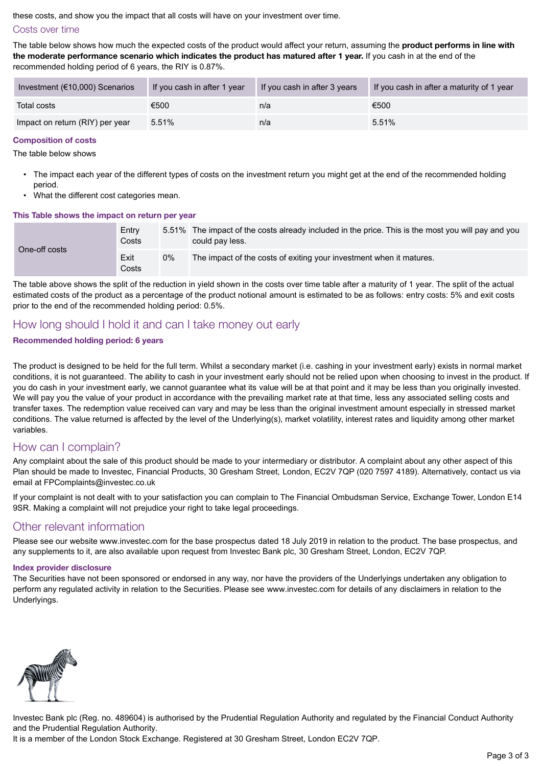these costs, and show you the impact that all costs will have on your investment over time.

## Costs over time

The table below shows how much the expected costs of the product would affect your return, assuming the **product performs in line with the moderate performance scenario which indicates the product has matured after 1 year.** If you cash in at the end of the recommended holding period of 6 years, the RIY is 0.87%.

| Investment (€10,000) Scenarios | If you cash in after 1 year | If you cash in after 3 years | If you cash in after a maturity of 1 year |
|---|---|---|---|
| Total costs | €500 | n/a | €500 |
| Impact on return (RIY) per year | 5.51% | n/a | 5.51% |

**Composition of costs**

The table below shows

- The impact each year of the different types of costs on the investment return you might get at the end of the recommended holding period.
- What the different cost categories mean.

**This Table shows the impact on return per year**

| | | | |
|---|---|---|---|
| One-off costs | Entry Costs | 5.51% | The impact of the costs already included in the price. This is the most you will pay and you could pay less. |
| | Exit Costs | 0% | The impact of the costs of exiting your investment when it matures. |

The table above shows the split of the reduction in yield shown in the costs over time table after a maturity of 1 year. The split of the actual estimated costs of the product as a percentage of the product notional amount is estimated to be as follows: entry costs: 5% and exit costs prior to the end of the recommended holding period: 0.5%.

## How long should I hold it and can I take money out early

**Recommended holding period: 6 years**

The product is designed to be held for the full term. Whilst a secondary market (i.e. cashing in your investment early) exists in normal market conditions, it is not guaranteed. The ability to cash in your investment early should not be relied upon when choosing to invest in the product. If you do cash in your investment early, we cannot guarantee what its value will be at that point and it may be less than you originally invested. We will pay you the value of your product in accordance with the prevailing market rate at that time, less any associated selling costs and transfer taxes. The redemption value received can vary and may be less than the original investment amount especially in stressed market conditions. The value returned is affected by the level of the Underlying(s), market volatility, interest rates and liquidity among other market variables.

## How can I complain?

Any complaint about the sale of this product should be made to your intermediary or distributor. A complaint about any other aspect of this Plan should be made to Investec, Financial Products, 30 Gresham Street, London, EC2V 7QP (020 7597 4189). Alternatively, contact us via email at FPComplaints@investec.co.uk

If your complaint is not dealt with to your satisfaction you can complain to The Financial Ombudsman Service, Exchange Tower, London E14 9SR. Making a complaint will not prejudice your right to take legal proceedings.

## Other relevant information

Please see our website www.investec.com for the base prospectus dated 18 July 2019 in relation to the product. The base prospectus, and any supplements to it, are also available upon request from Investec Bank plc, 30 Gresham Street, London, EC2V 7QP.

**Index provider disclosure**

The Securities have not been sponsored or endorsed in any way, nor have the providers of the Underlyings undertaken any obligation to perform any regulated activity in relation to the Securities. Please see www.investec.com for details of any disclaimers in relation to the Underlyings.

Investec Bank plc (Reg. no. 489604) is authorised by the Prudential Regulation Authority and regulated by the Financial Conduct Authority and the Prudential Regulation Authority.
It is a member of the London Stock Exchange. Registered at 30 Gresham Street, London EC2V 7QP.